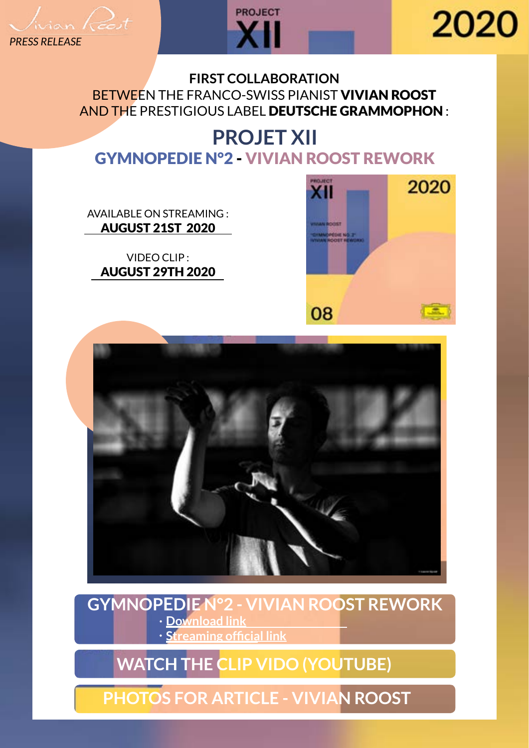*PRESS RELEASE*

PROJECT XII

2020

**FIRST COLLABORATION**
BETWEEN THE FRANCO-SWISS PIANIST **VIVIAN ROOST**
AND THE PRESTIGIOUS LABEL **DEUTSCHE GRAMMOPHON** :

# PROJET XII

## GYMNOPEDIE N°2 - VIVIAN ROOST REWORK

AVAILABLE ON STREAMING :
**AUGUST 21ST 2020**

VIDEO CLIP :
**AUGUST 29TH 2020**

## GYMNOPEDIE N°2 - VIVIAN ROOST REWORK

- Download link
- Streaming official link

## WATCH THE CLIP VIDO (YOUTUBE)

## PHOTOS FOR ARTICLE - VIVIAN ROOST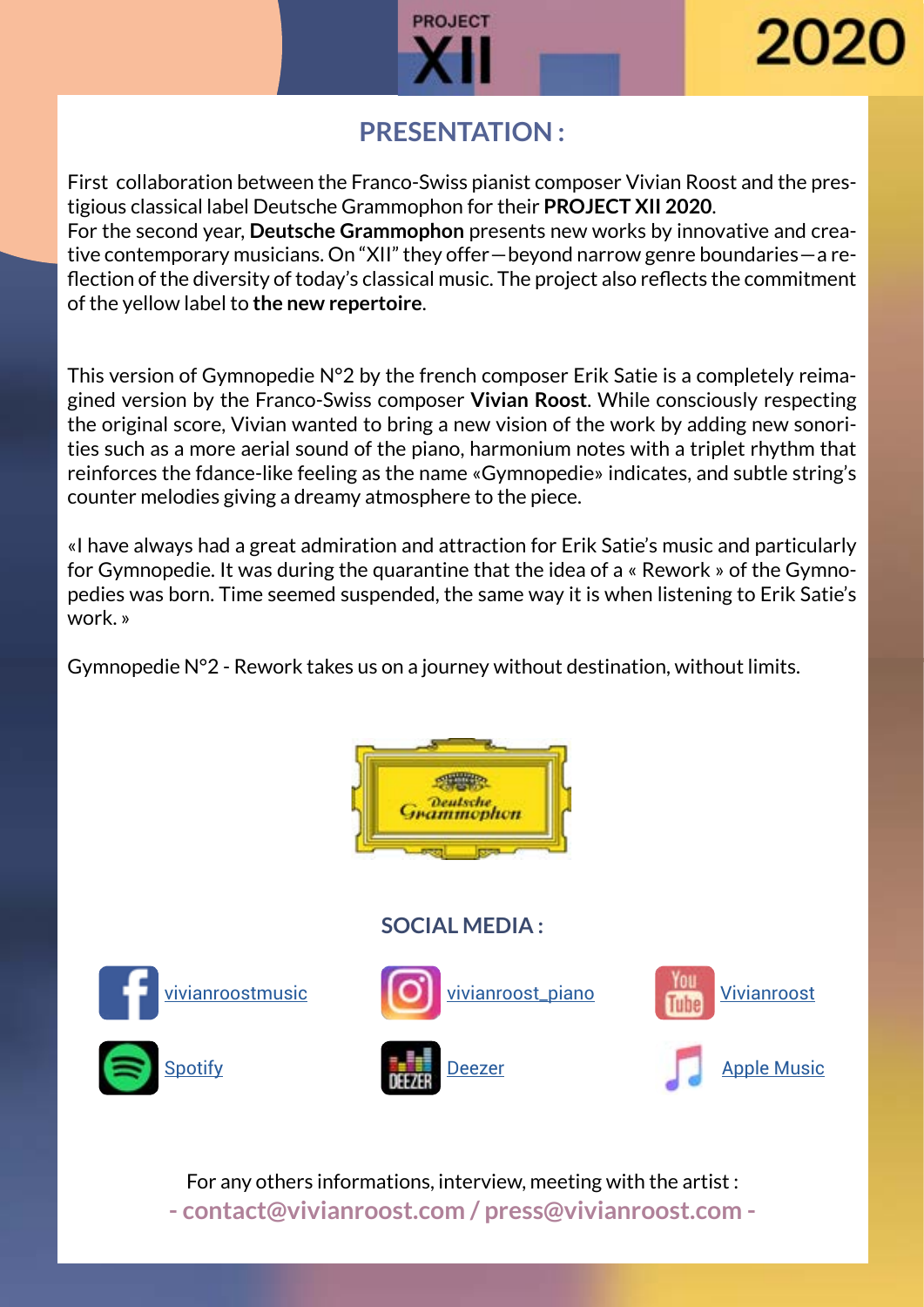PROJECT XII 2020

## PRESENTATION :

First collaboration between the Franco-Swiss pianist composer Vivian Roost and the prestigious classical label Deutsche Grammophon for their **PROJECT XII 2020**.
For the second year, **Deutsche Grammophon** presents new works by innovative and creative contemporary musicians. On "XII" they offer—beyond narrow genre boundaries—a reflection of the diversity of today's classical music. The project also reflects the commitment of the yellow label to **the new repertoire**.

This version of Gymnopedie N°2 by the french composer Erik Satie is a completely reimagined version by the Franco-Swiss composer **Vivian Roost**. While consciously respecting the original score, Vivian wanted to bring a new vision of the work by adding new sonorities such as a more aerial sound of the piano, harmonium notes with a triplet rhythm that reinforces the fdance-like feeling as the name «Gymnopedie» indicates, and subtle string's counter melodies giving a dreamy atmosphere to the piece.

«I have always had a great admiration and attraction for Erik Satie's music and particularly for Gymnopedie. It was during the quarantine that the idea of a « Rework » of the Gymnopedies was born. Time seemed suspended, the same way it is when listening to Erik Satie's work. »

Gymnopedie N°2 - Rework takes us on a journey without destination, without limits.

Deutsche Grammophon

## SOCIAL MEDIA :

vivianroostmusic

vivianroost_piano

Vivianroost

Spotify

Deezer

Apple Music

For any others informations, interview, meeting with the artist :

**- contact@vivianroost.com / press@vivianroost.com -**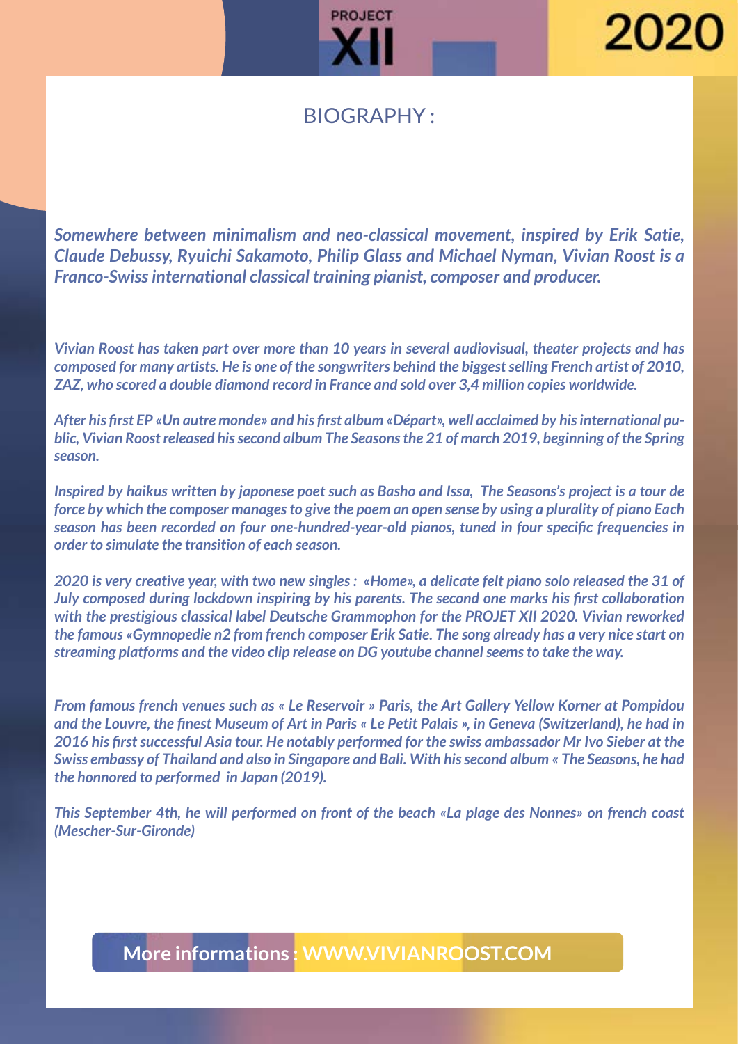# BIOGRAPHY :

***Somewhere between minimalism and neo-classical movement, inspired by Erik Satie, Claude Debussy, Ryuichi Sakamoto, Philip Glass and Michael Nyman, Vivian Roost is a Franco-Swiss international classical training pianist, composer and producer.***

***Vivian Roost has taken part over more than 10 years in several audiovisual, theater projects and has composed for many artists. He is one of the songwriters behind the biggest selling French artist of 2010, ZAZ, who scored a double diamond record in France and sold over 3,4 million copies worldwide.***

***After his first EP «Un autre monde» and his first album «Départ», well acclaimed by his international public, Vivian Roost released his second album The Seasons the 21 of march 2019, beginning of the Spring season.***

***Inspired by haikus written by japonese poet such as Basho and Issa, The Seasons's project is a tour de force by which the composer manages to give the poem an open sense by using a plurality of piano Each season has been recorded on four one-hundred-year-old pianos, tuned in four specific frequencies in order to simulate the transition of each season.***

***2020 is very creative year, with two new singles : «Home», a delicate felt piano solo released the 31 of July composed during lockdown inspiring by his parents. The second one marks his first collaboration with the prestigious classical label Deutsche Grammophon for the PROJET XII 2020. Vivian reworked the famous «Gymnopedie n2 from french composer Erik Satie. The song already has a very nice start on streaming platforms and the video clip release on DG youtube channel seems to take the way.***

***From famous french venues such as « Le Reservoir » Paris, the Art Gallery Yellow Korner at Pompidou and the Louvre, the finest Museum of Art in Paris « Le Petit Palais », in Geneva (Switzerland), he had in 2016 his first successful Asia tour. He notably performed for the swiss ambassador Mr Ivo Sieber at the Swiss embassy of Thailand and also in Singapore and Bali. With his second album « The Seasons, he had the honnored to performed in Japan (2019).***

***This September 4th, he will performed on front of the beach «La plage des Nonnes» on french coast (Mescher-Sur-Gironde)***

**More informations : WWW.VIVIANROOST.COM**